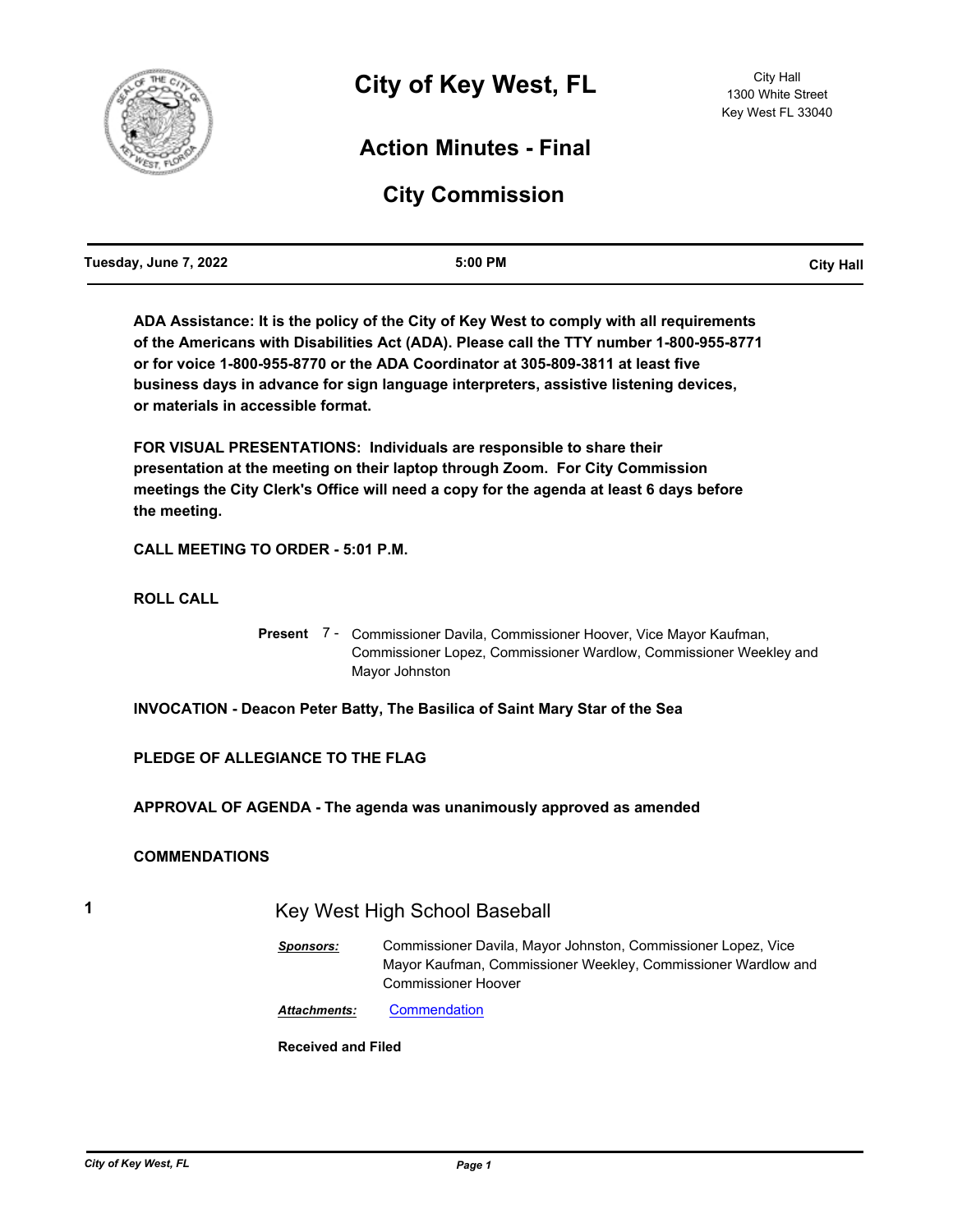# City of Key West, FL

City Hall
1300 White Street
Key West FL 33040

## Action Minutes - Final

## City Commission

| Tuesday, June 7, 2022 | 5:00 PM | City Hall |
|---|---|---|

**ADA Assistance: It is the policy of the City of Key West to comply with all requirements of the Americans with Disabilities Act (ADA). Please call the TTY number 1-800-955-8771 or for voice 1-800-955-8770 or the ADA Coordinator at 305-809-3811 at least five business days in advance for sign language interpreters, assistive listening devices, or materials in accessible format.**

**FOR VISUAL PRESENTATIONS: Individuals are responsible to share their presentation at the meeting on their laptop through Zoom. For City Commission meetings the City Clerk's Office will need a copy for the agenda at least 6 days before the meeting.**

**CALL MEETING TO ORDER - 5:01 P.M.**

**ROLL CALL**

**Present** 7 - Commissioner Davila, Commissioner Hoover, Vice Mayor Kaufman, Commissioner Lopez, Commissioner Wardlow, Commissioner Weekley and Mayor Johnston

**INVOCATION - Deacon Peter Batty, The Basilica of Saint Mary Star of the Sea**

**PLEDGE OF ALLEGIANCE TO THE FLAG**

**APPROVAL OF AGENDA - The agenda was unanimously approved as amended**

**COMMENDATIONS**

**1** Key West High School Baseball

***Sponsors:*** Commissioner Davila, Mayor Johnston, Commissioner Lopez, Vice Mayor Kaufman, Commissioner Weekley, Commissioner Wardlow and Commissioner Hoover

***Attachments:*** Commendation

**Received and Filed**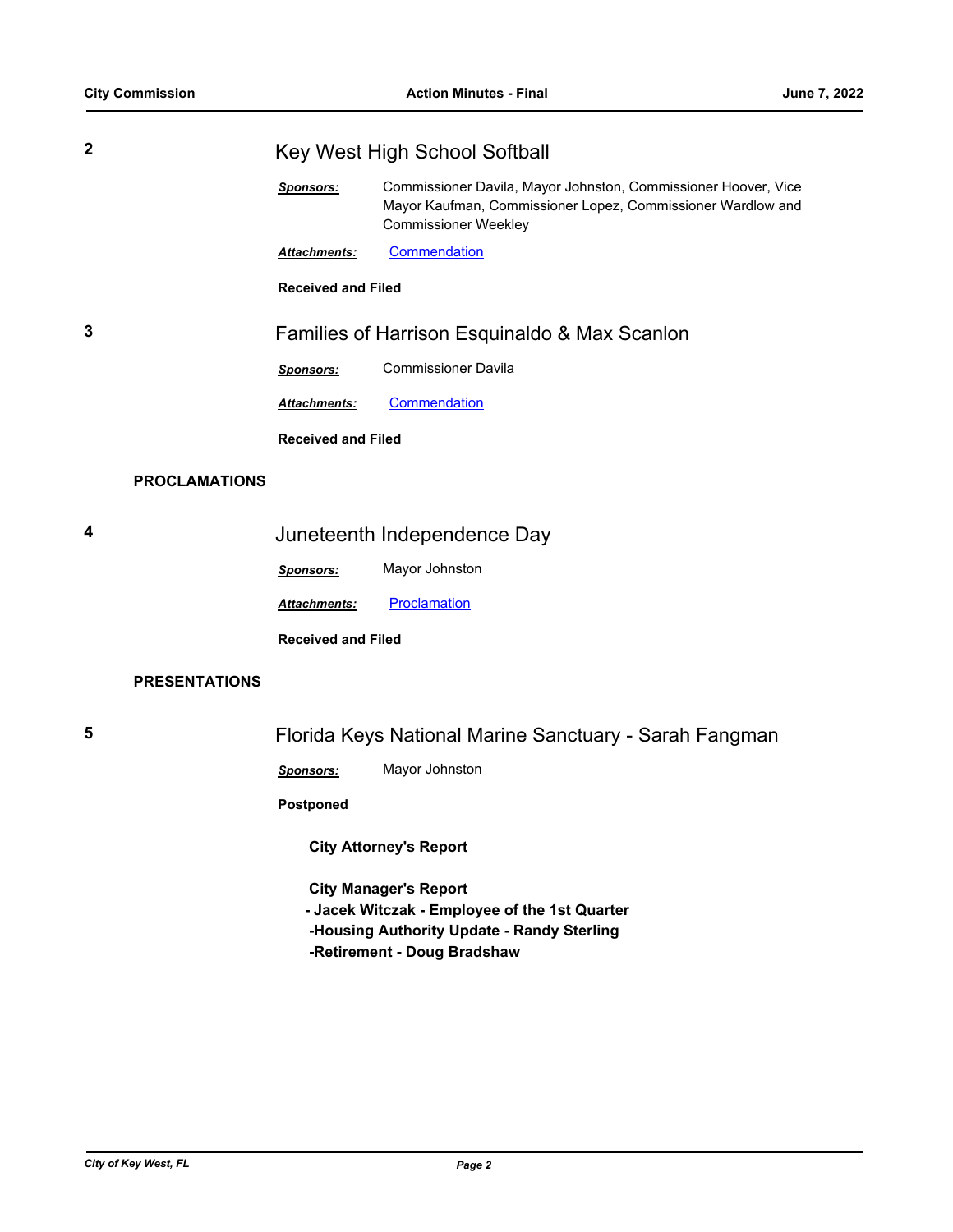**2** Key West High School Softball

***Sponsors:*** Commissioner Davila, Mayor Johnston, Commissioner Hoover, Vice Mayor Kaufman, Commissioner Lopez, Commissioner Wardlow and Commissioner Weekley

***Attachments:*** Commendation

**Received and Filed**

**3** Families of Harrison Esquinaldo & Max Scanlon

***Sponsors:*** Commissioner Davila

***Attachments:*** Commendation

**Received and Filed**

## PROCLAMATIONS

**4** Juneteenth Independence Day

***Sponsors:*** Mayor Johnston

***Attachments:*** Proclamation

**Received and Filed**

## PRESENTATIONS

**5** Florida Keys National Marine Sanctuary - Sarah Fangman

***Sponsors:*** Mayor Johnston

**Postponed**

**City Attorney's Report**

**City Manager's Report**
**- Jacek Witczak - Employee of the 1st Quarter**
**-Housing Authority Update - Randy Sterling**
**-Retirement - Doug Bradshaw**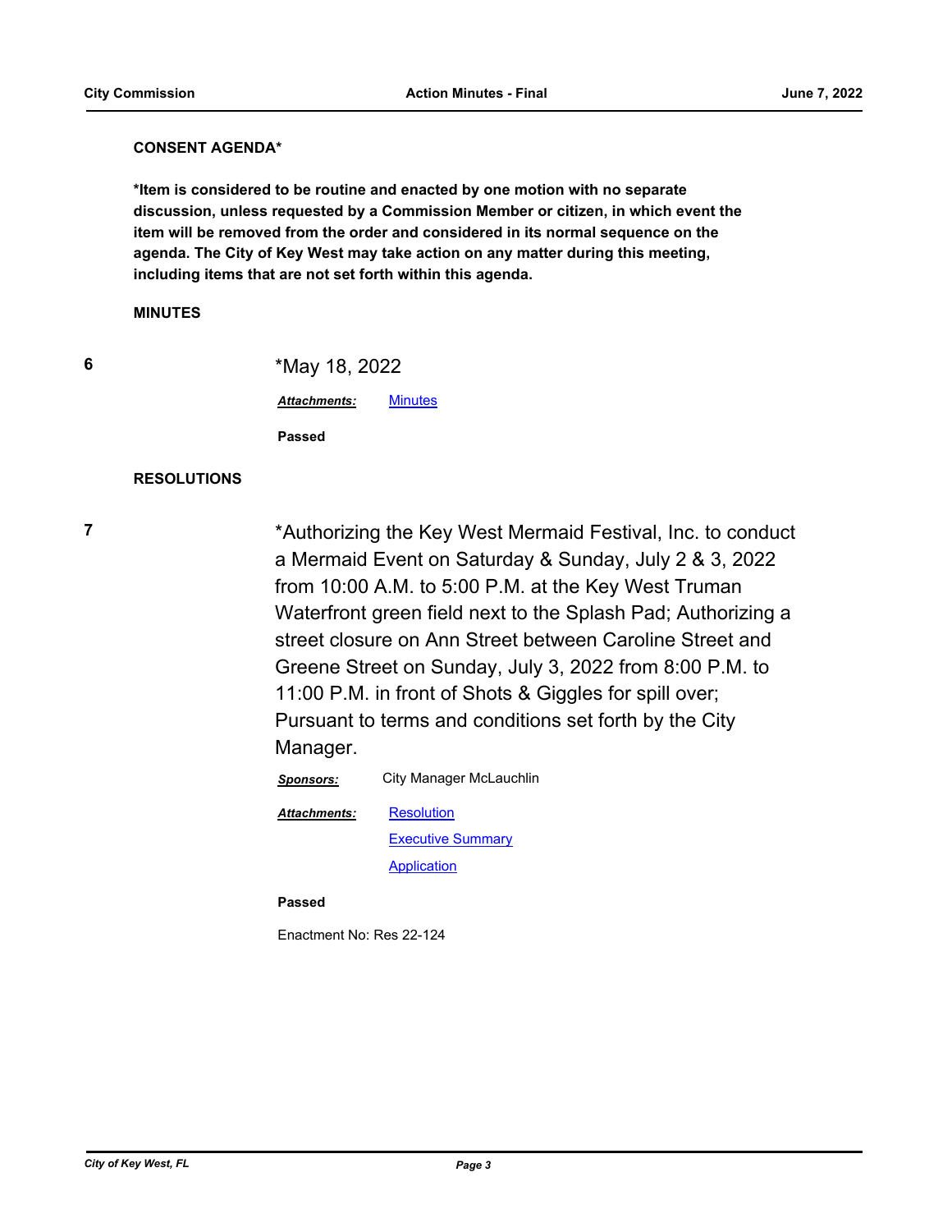**CONSENT AGENDA***

***Item is considered to be routine and enacted by one motion with no separate discussion, unless requested by a Commission Member or citizen, in which event the item will be removed from the order and considered in its normal sequence on the agenda. The City of Key West may take action on any matter during this meeting, including items that are not set forth within this agenda.**

**MINUTES**

**6** *May 18, 2022

***Attachments:*** Minutes

**Passed**

**RESOLUTIONS**

**7** *Authorizing the Key West Mermaid Festival, Inc. to conduct a Mermaid Event on Saturday & Sunday, July 2 & 3, 2022 from 10:00 A.M. to 5:00 P.M. at the Key West Truman Waterfront green field next to the Splash Pad; Authorizing a street closure on Ann Street between Caroline Street and Greene Street on Sunday, July 3, 2022 from 8:00 P.M. to 11:00 P.M. in front of Shots & Giggles for spill over; Pursuant to terms and conditions set forth by the City Manager.

***Sponsors:*** City Manager McLauchlin

***Attachments:*** Resolution
Executive Summary
Application

**Passed**

Enactment No: Res 22-124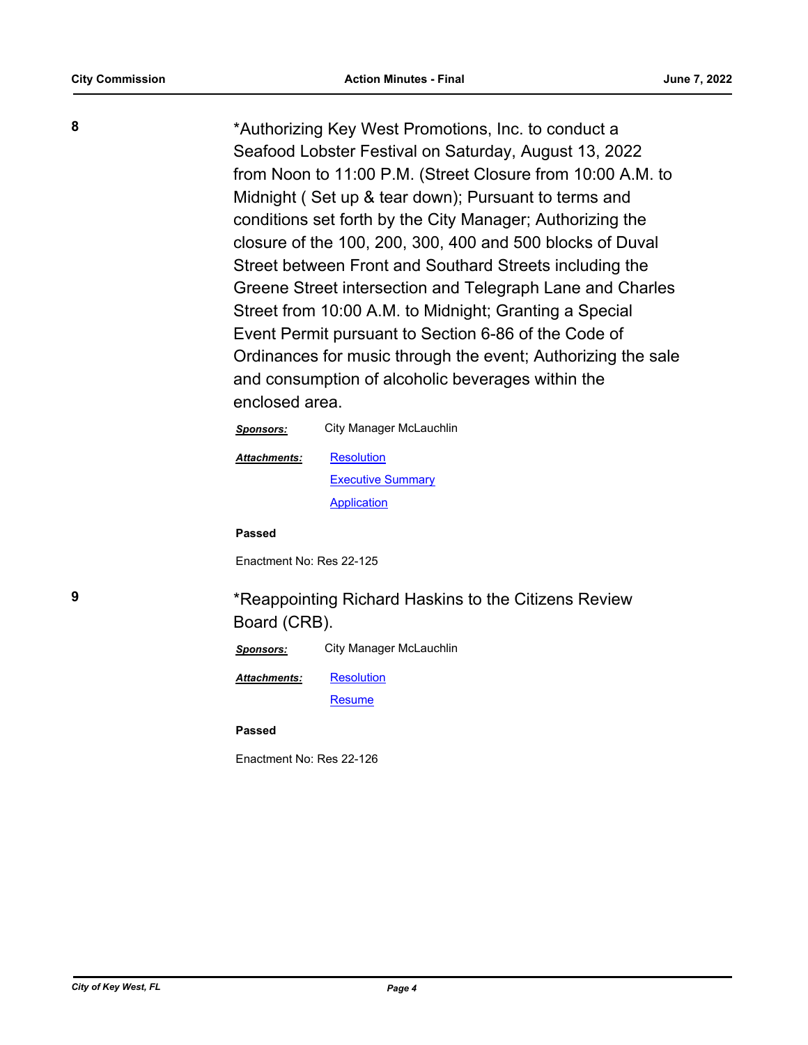**8** *Authorizing Key West Promotions, Inc. to conduct a Seafood Lobster Festival on Saturday, August 13, 2022 from Noon to 11:00 P.M. (Street Closure from 10:00 A.M. to Midnight ( Set up & tear down); Pursuant to terms and conditions set forth by the City Manager; Authorizing the closure of the 100, 200, 300, 400 and 500 blocks of Duval Street between Front and Southard Streets including the Greene Street intersection and Telegraph Lane and Charles Street from 10:00 A.M. to Midnight; Granting a Special Event Permit pursuant to Section 6-86 of the Code of Ordinances for music through the event; Authorizing the sale and consumption of alcoholic beverages within the enclosed area.

***Sponsors:*** City Manager McLauchlin

***Attachments:*** Resolution
Executive Summary
Application

**Passed**

Enactment No: Res 22-125

**9** *Reappointing Richard Haskins to the Citizens Review Board (CRB).

***Sponsors:*** City Manager McLauchlin

***Attachments:*** Resolution
Resume

**Passed**

Enactment No: Res 22-126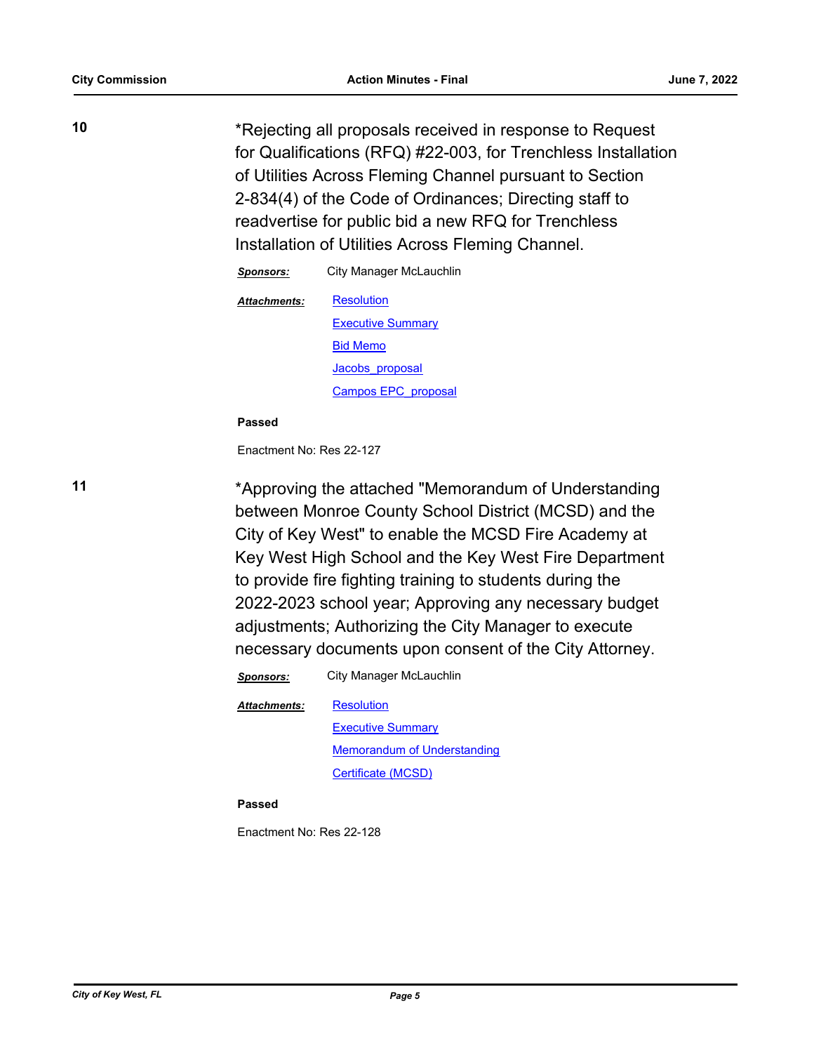**10**

*Rejecting all proposals received in response to Request for Qualifications (RFQ) #22-003, for Trenchless Installation of Utilities Across Fleming Channel pursuant to Section 2-834(4) of the Code of Ordinances; Directing staff to readvertise for public bid a new RFQ for Trenchless Installation of Utilities Across Fleming Channel.

***Sponsors:*** City Manager McLauchlin

***Attachments:*** Resolution
Executive Summary
Bid Memo
Jacobs_proposal
Campos EPC_proposal

**Passed**

Enactment No: Res 22-127

**11**

*Approving the attached "Memorandum of Understanding between Monroe County School District (MCSD) and the City of Key West" to enable the MCSD Fire Academy at Key West High School and the Key West Fire Department to provide fire fighting training to students during the 2022-2023 school year; Approving any necessary budget adjustments; Authorizing the City Manager to execute necessary documents upon consent of the City Attorney.

***Sponsors:*** City Manager McLauchlin

***Attachments:*** Resolution
Executive Summary
Memorandum of Understanding
Certificate (MCSD)

**Passed**

Enactment No: Res 22-128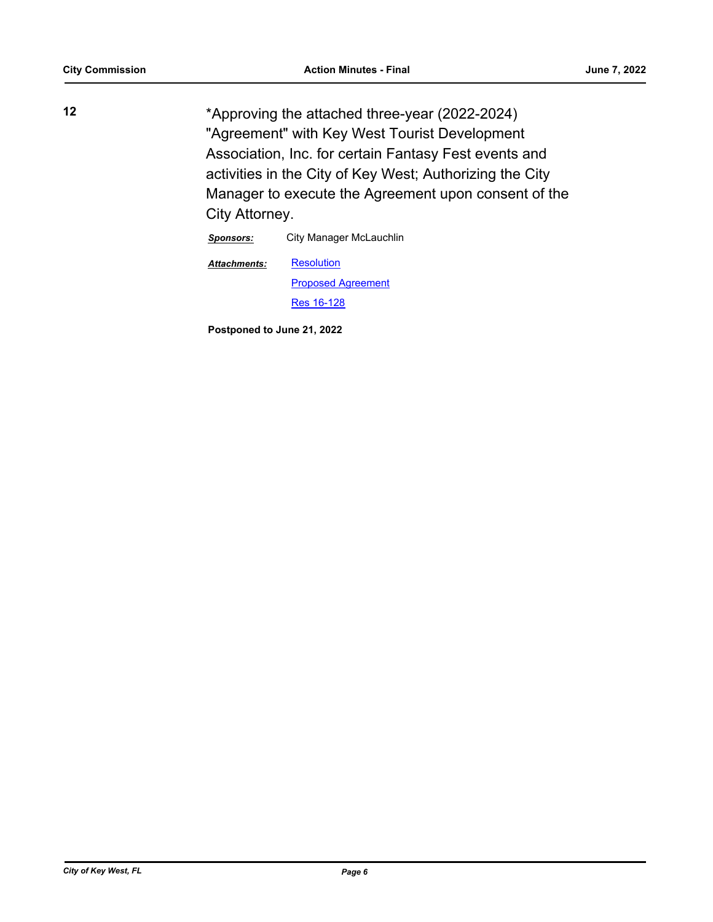**12**

*Approving the attached three-year (2022-2024) "Agreement" with Key West Tourist Development Association, Inc. for certain Fantasy Fest events and activities in the City of Key West; Authorizing the City Manager to execute the Agreement upon consent of the City Attorney.

***Sponsors:*** City Manager McLauchlin

***Attachments:*** Resolution
Proposed Agreement
Res 16-128

**Postponed to June 21, 2022**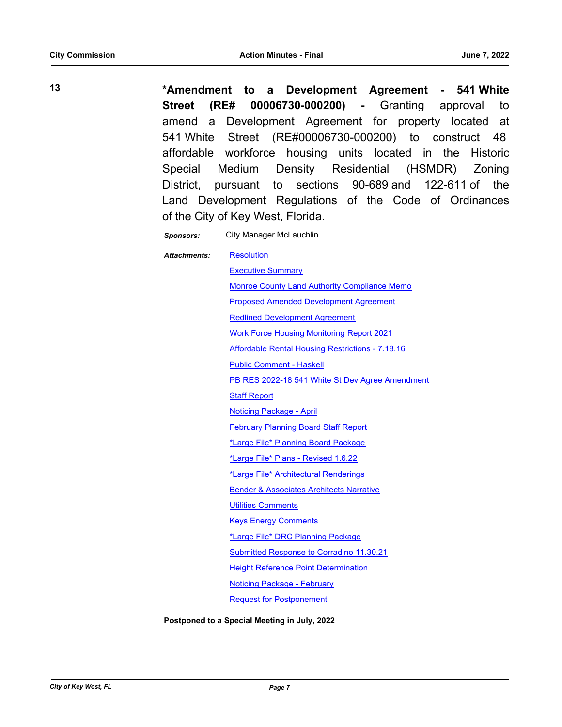**13**

**\*Amendment to a Development Agreement - 541 White Street (RE# 00006730-000200) -** Granting approval to amend a Development Agreement for property located at 541 White Street (RE#00006730-000200) to construct 48 affordable workforce housing units located in the Historic Special Medium Density Residential (HSMDR) Zoning District, pursuant to sections 90-689 and 122-611 of the Land Development Regulations of the Code of Ordinances of the City of Key West, Florida.

***Sponsors:*** City Manager McLauchlin

***Attachments:***
- Resolution
- Executive Summary
- Monroe County Land Authority Compliance Memo
- Proposed Amended Development Agreement
- Redlined Development Agreement
- Work Force Housing Monitoring Report 2021
- Affordable Rental Housing Restrictions - 7.18.16
- Public Comment - Haskell
- PB RES 2022-18 541 White St Dev Agree Amendment
- Staff Report
- Noticing Package - April
- February Planning Board Staff Report
- *Large File* Planning Board Package
- *Large File* Plans - Revised 1.6.22
- *Large File* Architectural Renderings
- Bender & Associates Architects Narrative
- Utilities Comments
- Keys Energy Comments
- *Large File* DRC Planning Package
- Submitted Response to Corradino 11.30.21
- Height Reference Point Determination
- Noticing Package - February
- Request for Postponement

**Postponed to a Special Meeting in July, 2022**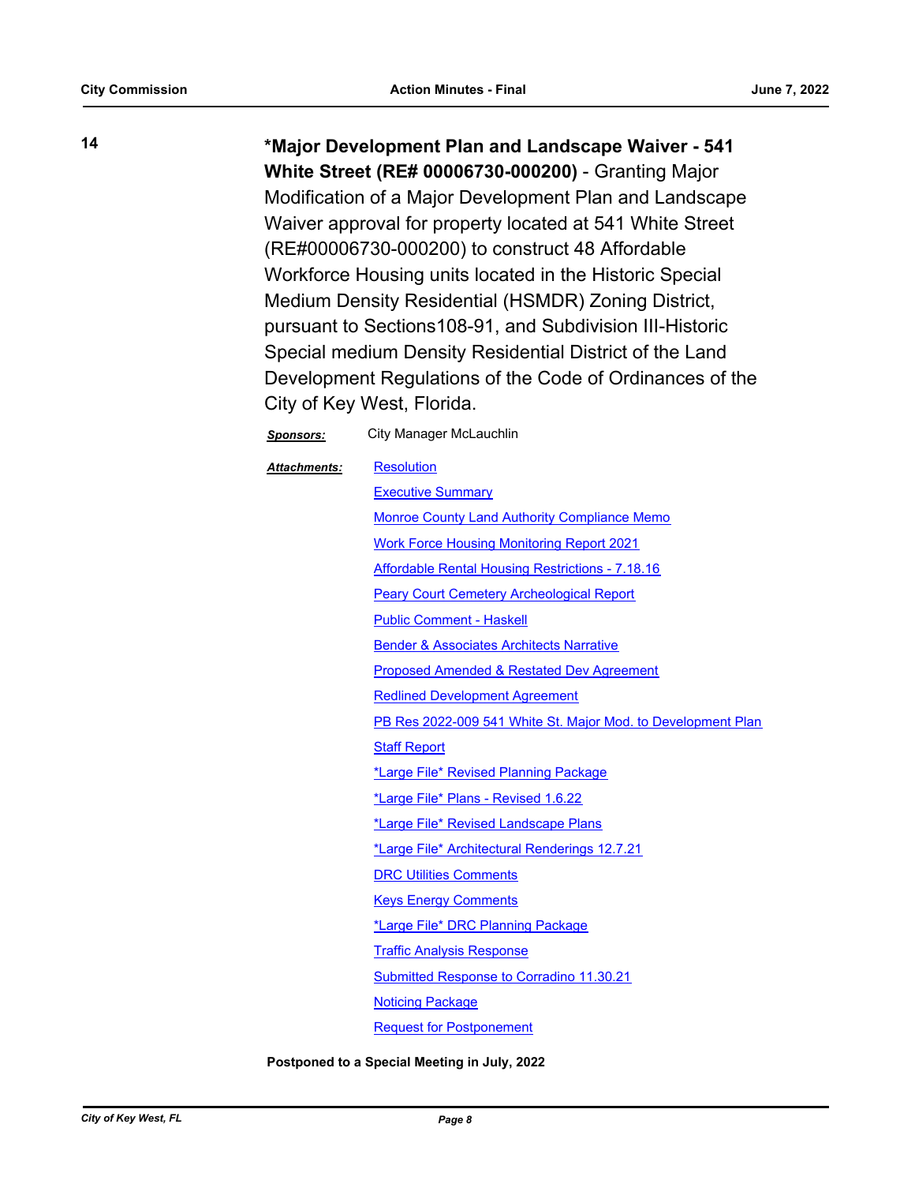**14** **\*Major Development Plan and Landscape Waiver - 541 White Street (RE# 00006730-000200)** - Granting Major Modification of a Major Development Plan and Landscape Waiver approval for property located at 541 White Street (RE#00006730-000200) to construct 48 Affordable Workforce Housing units located in the Historic Special Medium Density Residential (HSMDR) Zoning District, pursuant to Sections108-91, and Subdivision III-Historic Special medium Density Residential District of the Land Development Regulations of the Code of Ordinances of the City of Key West, Florida.

***Sponsors:*** City Manager McLauchlin

***Attachments:***
- Resolution
- Executive Summary
- Monroe County Land Authority Compliance Memo
- Work Force Housing Monitoring Report 2021
- Affordable Rental Housing Restrictions - 7.18.16
- Peary Court Cemetery Archeological Report
- Public Comment - Haskell
- Bender & Associates Architects Narrative
- Proposed Amended & Restated Dev Agreement
- Redlined Development Agreement
- PB Res 2022-009 541 White St. Major Mod. to Development Plan
- Staff Report
- *Large File* Revised Planning Package
- *Large File* Plans - Revised 1.6.22
- *Large File* Revised Landscape Plans
- *Large File* Architectural Renderings 12.7.21
- DRC Utilities Comments
- Keys Energy Comments
- *Large File* DRC Planning Package
- Traffic Analysis Response
- Submitted Response to Corradino 11.30.21
- Noticing Package
- Request for Postponement

**Postponed to a Special Meeting in July, 2022**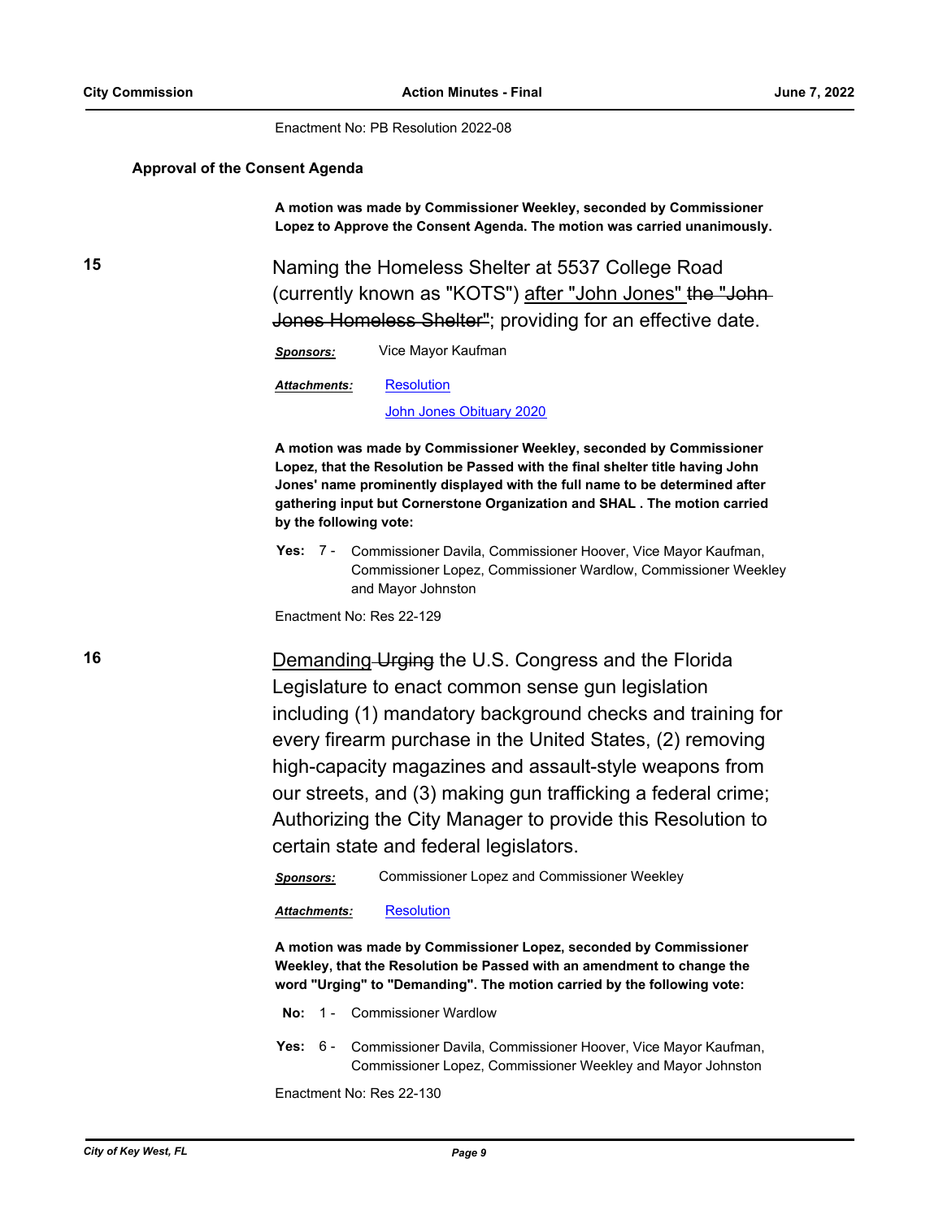Enactment No: PB Resolution 2022-08

**Approval of the Consent Agenda**

**A motion was made by Commissioner Weekley, seconded by Commissioner Lopez to Approve the Consent Agenda. The motion was carried unanimously.**

**15** Naming the Homeless Shelter at 5537 College Road (currently known as "KOTS") <u>after "John Jones"</u> ~~the "John Jones Homeless Shelter"~~; providing for an effective date.

***Sponsors:*** Vice Mayor Kaufman

***Attachments:*** Resolution
John Jones Obituary 2020

**A motion was made by Commissioner Weekley, seconded by Commissioner Lopez, that the Resolution be Passed with the final shelter title having John Jones' name prominently displayed with the full name to be determined after gathering input but Cornerstone Organization and SHAL . The motion carried by the following vote:**

**Yes:** 7 - Commissioner Davila, Commissioner Hoover, Vice Mayor Kaufman, Commissioner Lopez, Commissioner Wardlow, Commissioner Weekley and Mayor Johnston

Enactment No: Res 22-129

**16** <u>Demanding</u> ~~Urging~~ the U.S. Congress and the Florida Legislature to enact common sense gun legislation including (1) mandatory background checks and training for every firearm purchase in the United States, (2) removing high-capacity magazines and assault-style weapons from our streets, and (3) making gun trafficking a federal crime; Authorizing the City Manager to provide this Resolution to certain state and federal legislators.

***Sponsors:*** Commissioner Lopez and Commissioner Weekley

***Attachments:*** Resolution

**A motion was made by Commissioner Lopez, seconded by Commissioner Weekley, that the Resolution be Passed with an amendment to change the word "Urging" to "Demanding". The motion carried by the following vote:**

**No:** 1 - Commissioner Wardlow

**Yes:** 6 - Commissioner Davila, Commissioner Hoover, Vice Mayor Kaufman, Commissioner Lopez, Commissioner Weekley and Mayor Johnston

Enactment No: Res 22-130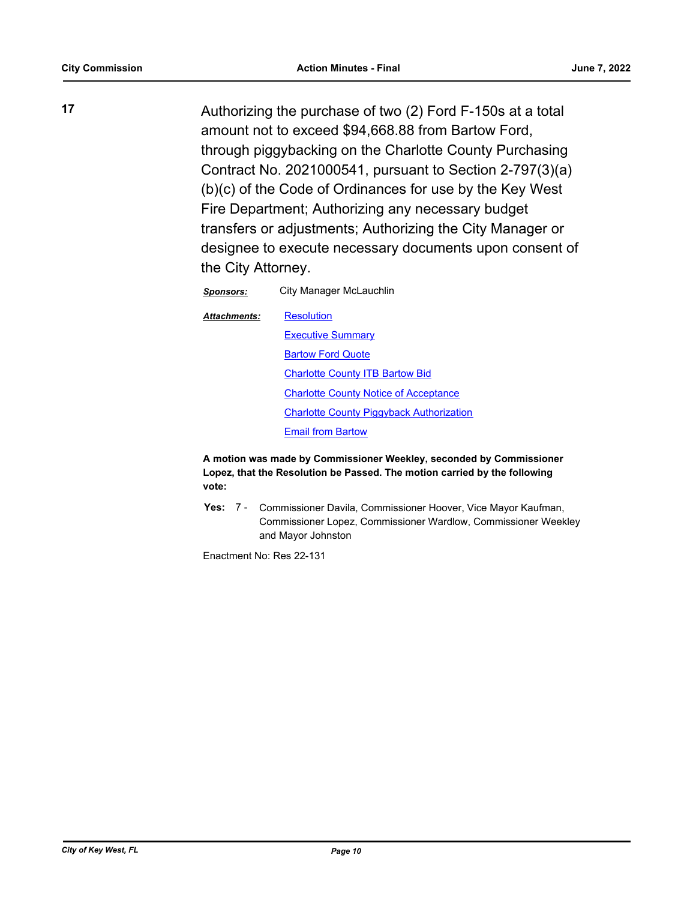**17** Authorizing the purchase of two (2) Ford F-150s at a total amount not to exceed $94,668.88 from Bartow Ford, through piggybacking on the Charlotte County Purchasing Contract No. 2021000541, pursuant to Section 2-797(3)(a)(b)(c) of the Code of Ordinances for use by the Key West Fire Department; Authorizing any necessary budget transfers or adjustments; Authorizing the City Manager or designee to execute necessary documents upon consent of the City Attorney.

***Sponsors:*** City Manager McLauchlin

***Attachments:*** Resolution
Executive Summary
Bartow Ford Quote
Charlotte County ITB Bartow Bid
Charlotte County Notice of Acceptance
Charlotte County Piggyback Authorization
Email from Bartow

**A motion was made by Commissioner Weekley, seconded by Commissioner Lopez, that the Resolution be Passed. The motion carried by the following vote:**

**Yes:** 7 - Commissioner Davila, Commissioner Hoover, Vice Mayor Kaufman, Commissioner Lopez, Commissioner Wardlow, Commissioner Weekley and Mayor Johnston

Enactment No: Res 22-131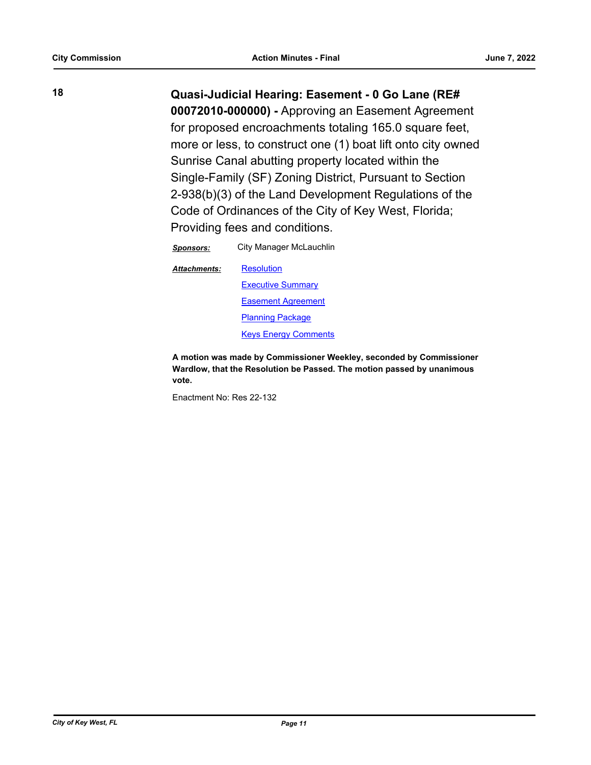**18** **Quasi-Judicial Hearing: Easement - 0 Go Lane (RE# 00072010-000000) -** Approving an Easement Agreement for proposed encroachments totaling 165.0 square feet, more or less, to construct one (1) boat lift onto city owned Sunrise Canal abutting property located within the Single-Family (SF) Zoning District, Pursuant to Section 2-938(b)(3) of the Land Development Regulations of the Code of Ordinances of the City of Key West, Florida; Providing fees and conditions.

***Sponsors:*** City Manager McLauchlin

***Attachments:*** Resolution
Executive Summary
Easement Agreement
Planning Package
Keys Energy Comments

**A motion was made by Commissioner Weekley, seconded by Commissioner Wardlow, that the Resolution be Passed. The motion passed by unanimous vote.**

Enactment No: Res 22-132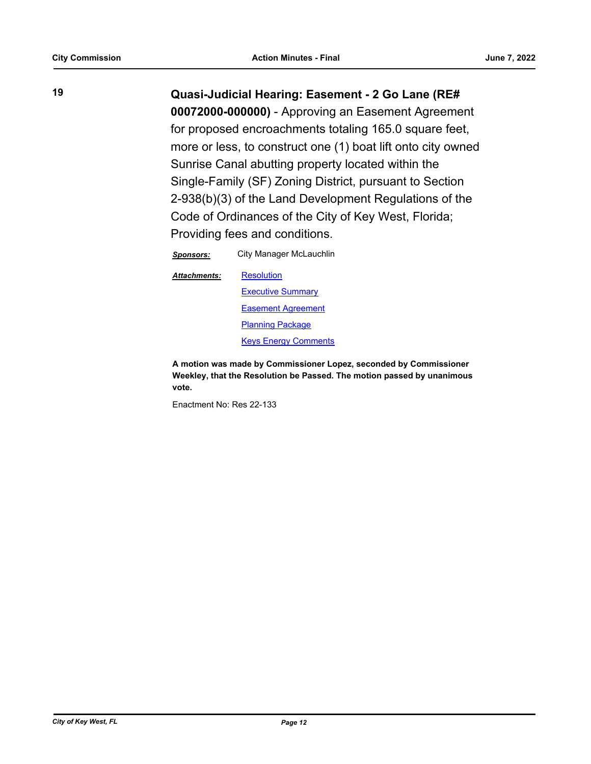**19** **Quasi-Judicial Hearing: Easement - 2 Go Lane (RE# 00072000-000000)** - Approving an Easement Agreement for proposed encroachments totaling 165.0 square feet, more or less, to construct one (1) boat lift onto city owned Sunrise Canal abutting property located within the Single-Family (SF) Zoning District, pursuant to Section 2-938(b)(3) of the Land Development Regulations of the Code of Ordinances of the City of Key West, Florida; Providing fees and conditions.

***Sponsors:*** City Manager McLauchlin

***Attachments:*** Resolution
Executive Summary
Easement Agreement
Planning Package
Keys Energy Comments

**A motion was made by Commissioner Lopez, seconded by Commissioner Weekley, that the Resolution be Passed. The motion passed by unanimous vote.**

Enactment No: Res 22-133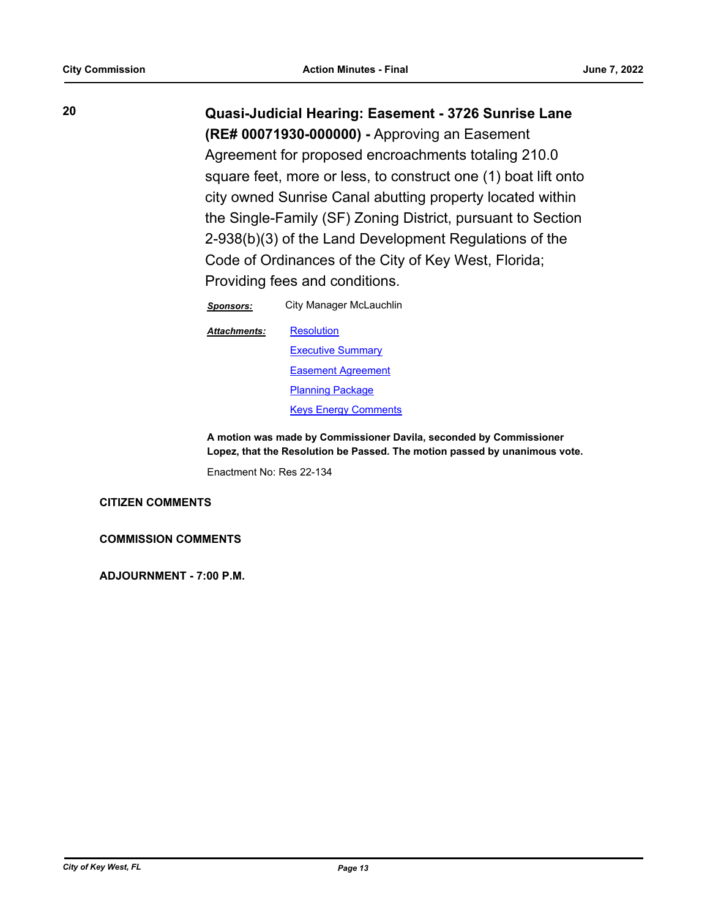**20** **Quasi-Judicial Hearing: Easement - 3726 Sunrise Lane (RE# 00071930-000000) -** Approving an Easement Agreement for proposed encroachments totaling 210.0 square feet, more or less, to construct one (1) boat lift onto city owned Sunrise Canal abutting property located within the Single-Family (SF) Zoning District, pursuant to Section 2-938(b)(3) of the Land Development Regulations of the Code of Ordinances of the City of Key West, Florida; Providing fees and conditions.

***Sponsors:*** City Manager McLauchlin

***Attachments:*** Resolution
Executive Summary
Easement Agreement
Planning Package
Keys Energy Comments

**A motion was made by Commissioner Davila, seconded by Commissioner Lopez, that the Resolution be Passed. The motion passed by unanimous vote.**

Enactment No: Res 22-134

**CITIZEN COMMENTS**

**COMMISSION COMMENTS**

**ADJOURNMENT - 7:00 P.M.**